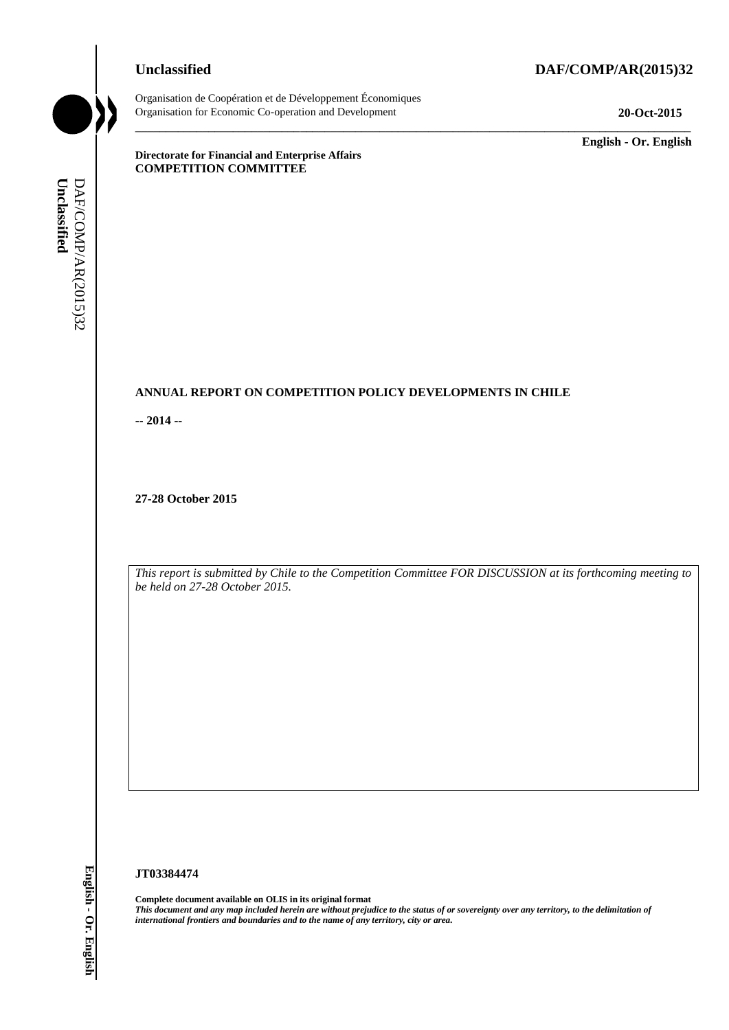**Unclassified** **DAF/COMP/AR(2015)32**

Organisation de Coopération et de Développement Économiques
Organisation for Economic Co-operation and Development

**20-Oct-2015**

**English - Or. English**

**Directorate for Financial and Enterprise Affairs**
**COMPETITION COMMITTEE**

**ANNUAL REPORT ON COMPETITION POLICY DEVELOPMENTS IN CHILE**

**-- 2014 --**

**27-28 October 2015**

*This report is submitted by Chile to the Competition Committee FOR DISCUSSION at its forthcoming meeting to be held on 27-28 October 2015.*

**JT03384474**

**Complete document available on OLIS in its original format**
***This document and any map included herein are without prejudice to the status of or sovereignty over any territory, to the delimitation of international frontiers and boundaries and to the name of any territory, city or area.***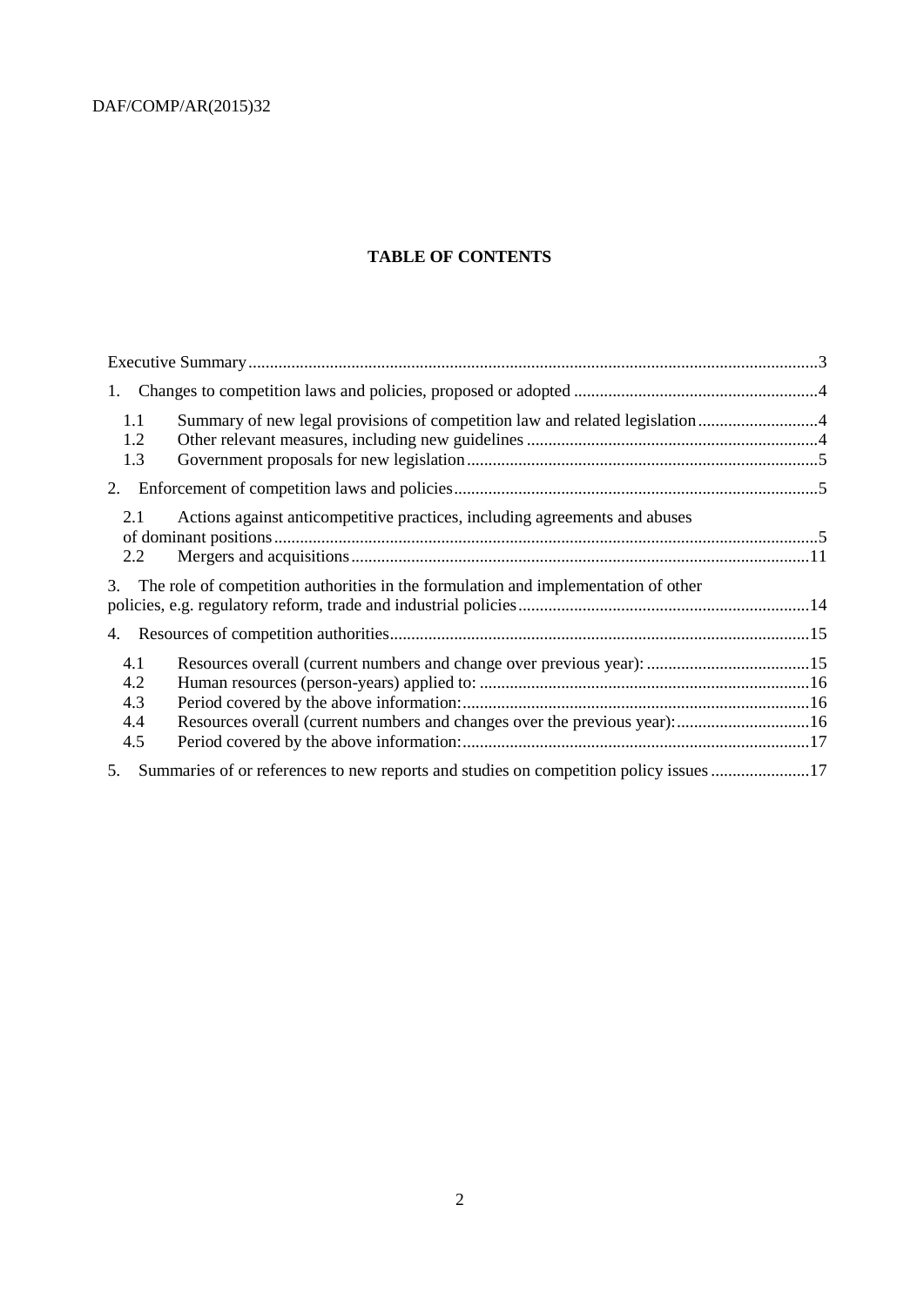**TABLE OF CONTENTS**

Executive Summary ..... 3

1. Changes to competition laws and policies, proposed or adopted ..... 4
   - 1.1 Summary of new legal provisions of competition law and related legislation ..... 4
   - 1.2 Other relevant measures, including new guidelines ..... 4
   - 1.3 Government proposals for new legislation ..... 5
2. Enforcement of competition laws and policies ..... 5
   - 2.1 Actions against anticompetitive practices, including agreements and abuses of dominant positions ..... 5
   - 2.2 Mergers and acquisitions ..... 11
3. The role of competition authorities in the formulation and implementation of other policies, e.g. regulatory reform, trade and industrial policies ..... 14
4. Resources of competition authorities ..... 15
   - 4.1 Resources overall (current numbers and change over previous year): ..... 15
   - 4.2 Human resources (person-years) applied to: ..... 16
   - 4.3 Period covered by the above information: ..... 16
   - 4.4 Resources overall (current numbers and changes over the previous year): ..... 16
   - 4.5 Period covered by the above information: ..... 17
5. Summaries of or references to new reports and studies on competition policy issues ..... 17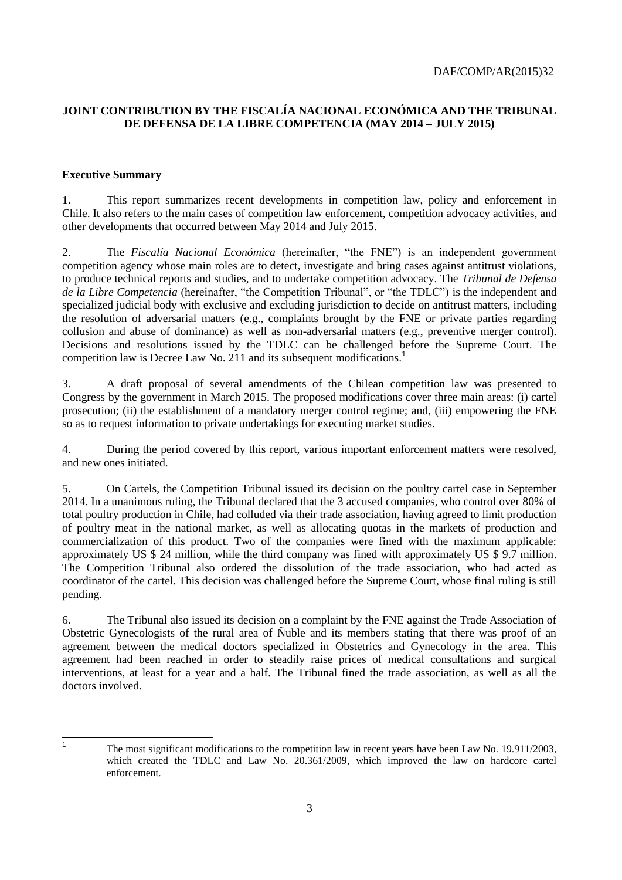**JOINT CONTRIBUTION BY THE FISCALÍA NACIONAL ECONÓMICA AND THE TRIBUNAL DE DEFENSA DE LA LIBRE COMPETENCIA (MAY 2014 – JULY 2015)**

**Executive Summary**

1. This report summarizes recent developments in competition law, policy and enforcement in Chile. It also refers to the main cases of competition law enforcement, competition advocacy activities, and other developments that occurred between May 2014 and July 2015.

2. The *Fiscalía Nacional Económica* (hereinafter, "the FNE") is an independent government competition agency whose main roles are to detect, investigate and bring cases against antitrust violations, to produce technical reports and studies, and to undertake competition advocacy. The *Tribunal de Defensa de la Libre Competencia* (hereinafter, "the Competition Tribunal", or "the TDLC") is the independent and specialized judicial body with exclusive and excluding jurisdiction to decide on antitrust matters, including the resolution of adversarial matters (e.g., complaints brought by the FNE or private parties regarding collusion and abuse of dominance) as well as non-adversarial matters (e.g., preventive merger control). Decisions and resolutions issued by the TDLC can be challenged before the Supreme Court. The competition law is Decree Law No. 211 and its subsequent modifications.[1]

3. A draft proposal of several amendments of the Chilean competition law was presented to Congress by the government in March 2015. The proposed modifications cover three main areas: (i) cartel prosecution; (ii) the establishment of a mandatory merger control regime; and, (iii) empowering the FNE so as to request information to private undertakings for executing market studies.

4. During the period covered by this report, various important enforcement matters were resolved, and new ones initiated.

5. On Cartels, the Competition Tribunal issued its decision on the poultry cartel case in September 2014. In a unanimous ruling, the Tribunal declared that the 3 accused companies, who control over 80% of total poultry production in Chile, had colluded via their trade association, having agreed to limit production of poultry meat in the national market, as well as allocating quotas in the markets of production and commercialization of this product. Two of the companies were fined with the maximum applicable: approximately US $ 24 million, while the third company was fined with approximately US $ 9.7 million. The Competition Tribunal also ordered the dissolution of the trade association, who had acted as coordinator of the cartel. This decision was challenged before the Supreme Court, whose final ruling is still pending.

6. The Tribunal also issued its decision on a complaint by the FNE against the Trade Association of Obstetric Gynecologists of the rural area of Ñuble and its members stating that there was proof of an agreement between the medical doctors specialized in Obstetrics and Gynecology in the area. This agreement had been reached in order to steadily raise prices of medical consultations and surgical interventions, at least for a year and a half. The Tribunal fined the trade association, as well as all the doctors involved.

---

[1] The most significant modifications to the competition law in recent years have been Law No. 19.911/2003, which created the TDLC and Law No. 20.361/2009, which improved the law on hardcore cartel enforcement.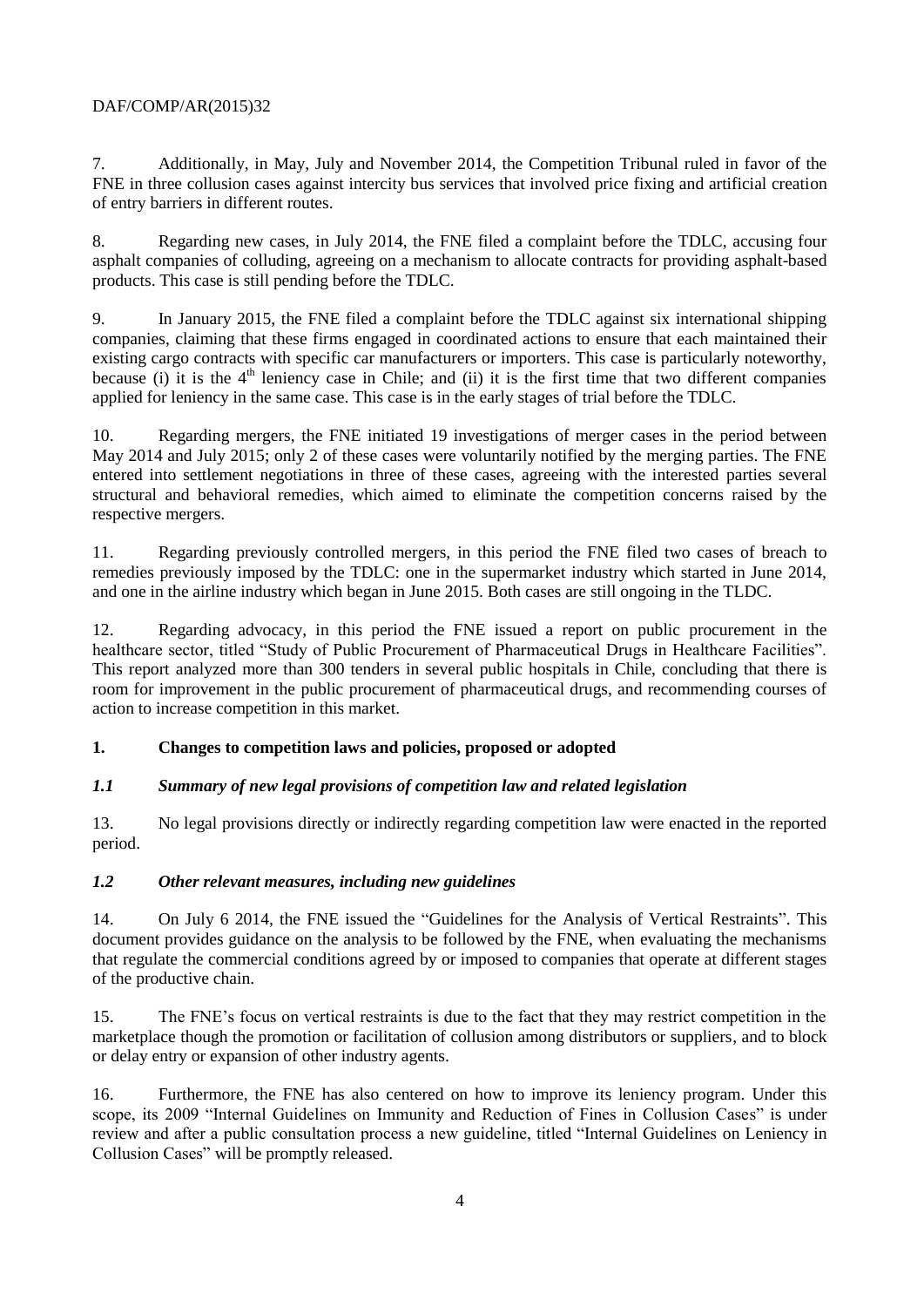7. Additionally, in May, July and November 2014, the Competition Tribunal ruled in favor of the FNE in three collusion cases against intercity bus services that involved price fixing and artificial creation of entry barriers in different routes.

8. Regarding new cases, in July 2014, the FNE filed a complaint before the TDLC, accusing four asphalt companies of colluding, agreeing on a mechanism to allocate contracts for providing asphalt-based products. This case is still pending before the TDLC.

9. In January 2015, the FNE filed a complaint before the TDLC against six international shipping companies, claiming that these firms engaged in coordinated actions to ensure that each maintained their existing cargo contracts with specific car manufacturers or importers. This case is particularly noteworthy, because (i) it is the 4th leniency case in Chile; and (ii) it is the first time that two different companies applied for leniency in the same case. This case is in the early stages of trial before the TDLC.

10. Regarding mergers, the FNE initiated 19 investigations of merger cases in the period between May 2014 and July 2015; only 2 of these cases were voluntarily notified by the merging parties. The FNE entered into settlement negotiations in three of these cases, agreeing with the interested parties several structural and behavioral remedies, which aimed to eliminate the competition concerns raised by the respective mergers.

11. Regarding previously controlled mergers, in this period the FNE filed two cases of breach to remedies previously imposed by the TDLC: one in the supermarket industry which started in June 2014, and one in the airline industry which began in June 2015. Both cases are still ongoing in the TLDC.

12. Regarding advocacy, in this period the FNE issued a report on public procurement in the healthcare sector, titled "Study of Public Procurement of Pharmaceutical Drugs in Healthcare Facilities". This report analyzed more than 300 tenders in several public hospitals in Chile, concluding that there is room for improvement in the public procurement of pharmaceutical drugs, and recommending courses of action to increase competition in this market.

## 1. Changes to competition laws and policies, proposed or adopted

### *1.1 Summary of new legal provisions of competition law and related legislation*

13. No legal provisions directly or indirectly regarding competition law were enacted in the reported period.

### *1.2 Other relevant measures, including new guidelines*

14. On July 6 2014, the FNE issued the "Guidelines for the Analysis of Vertical Restraints". This document provides guidance on the analysis to be followed by the FNE, when evaluating the mechanisms that regulate the commercial conditions agreed by or imposed to companies that operate at different stages of the productive chain.

15. The FNE's focus on vertical restraints is due to the fact that they may restrict competition in the marketplace though the promotion or facilitation of collusion among distributors or suppliers, and to block or delay entry or expansion of other industry agents.

16. Furthermore, the FNE has also centered on how to improve its leniency program. Under this scope, its 2009 "Internal Guidelines on Immunity and Reduction of Fines in Collusion Cases" is under review and after a public consultation process a new guideline, titled "Internal Guidelines on Leniency in Collusion Cases" will be promptly released.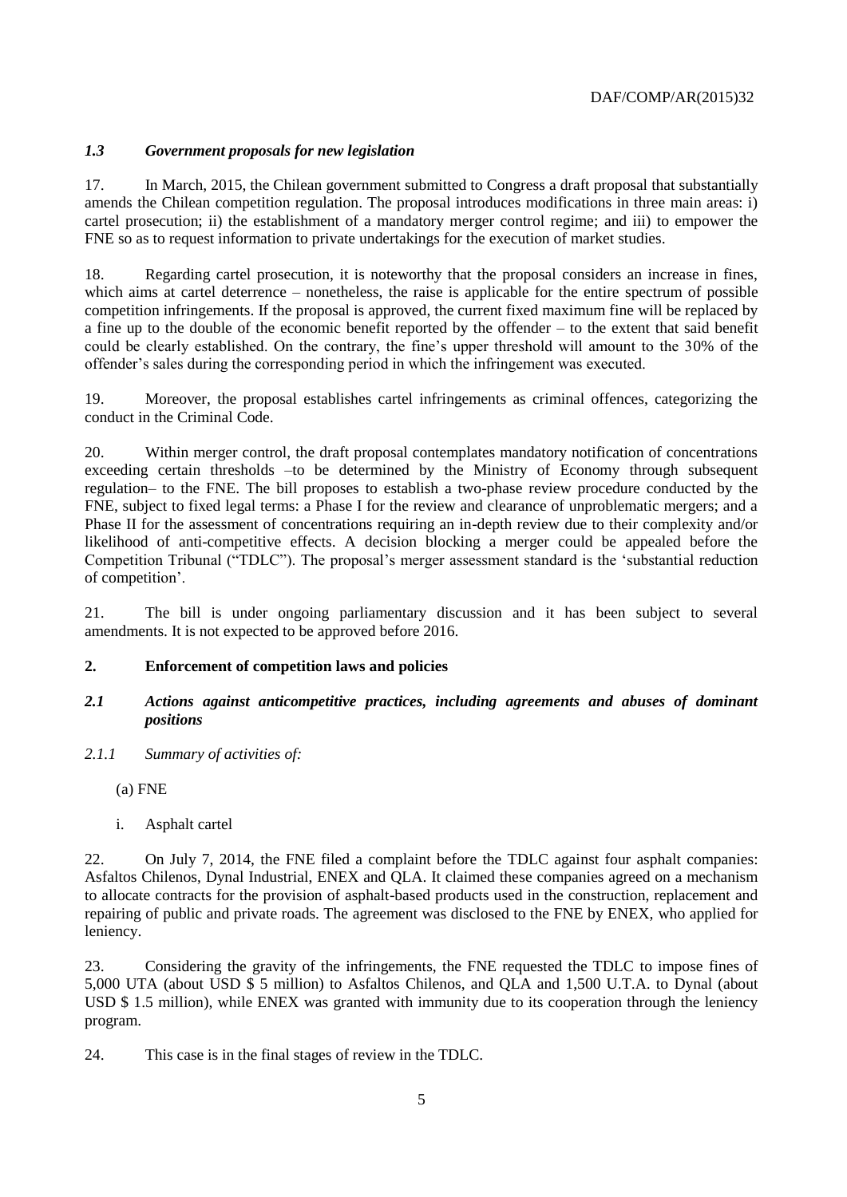### *1.3 Government proposals for new legislation*

17. In March, 2015, the Chilean government submitted to Congress a draft proposal that substantially amends the Chilean competition regulation. The proposal introduces modifications in three main areas: i) cartel prosecution; ii) the establishment of a mandatory merger control regime; and iii) to empower the FNE so as to request information to private undertakings for the execution of market studies.

18. Regarding cartel prosecution, it is noteworthy that the proposal considers an increase in fines, which aims at cartel deterrence – nonetheless, the raise is applicable for the entire spectrum of possible competition infringements. If the proposal is approved, the current fixed maximum fine will be replaced by a fine up to the double of the economic benefit reported by the offender – to the extent that said benefit could be clearly established. On the contrary, the fine's upper threshold will amount to the 30% of the offender's sales during the corresponding period in which the infringement was executed.

19. Moreover, the proposal establishes cartel infringements as criminal offences, categorizing the conduct in the Criminal Code.

20. Within merger control, the draft proposal contemplates mandatory notification of concentrations exceeding certain thresholds –to be determined by the Ministry of Economy through subsequent regulation– to the FNE. The bill proposes to establish a two-phase review procedure conducted by the FNE, subject to fixed legal terms: a Phase I for the review and clearance of unproblematic mergers; and a Phase II for the assessment of concentrations requiring an in-depth review due to their complexity and/or likelihood of anti-competitive effects. A decision blocking a merger could be appealed before the Competition Tribunal ("TDLC"). The proposal's merger assessment standard is the 'substantial reduction of competition'.

21. The bill is under ongoing parliamentary discussion and it has been subject to several amendments. It is not expected to be approved before 2016.

## 2. Enforcement of competition laws and policies

### *2.1 Actions against anticompetitive practices, including agreements and abuses of dominant positions*

*2.1.1 Summary of activities of:*

(a) FNE

i. Asphalt cartel

22. On July 7, 2014, the FNE filed a complaint before the TDLC against four asphalt companies: Asfaltos Chilenos, Dynal Industrial, ENEX and QLA. It claimed these companies agreed on a mechanism to allocate contracts for the provision of asphalt-based products used in the construction, replacement and repairing of public and private roads. The agreement was disclosed to the FNE by ENEX, who applied for leniency.

23. Considering the gravity of the infringements, the FNE requested the TDLC to impose fines of 5,000 UTA (about USD $ 5 million) to Asfaltos Chilenos, and QLA and 1,500 U.T.A. to Dynal (about USD $ 1.5 million), while ENEX was granted with immunity due to its cooperation through the leniency program.

24. This case is in the final stages of review in the TDLC.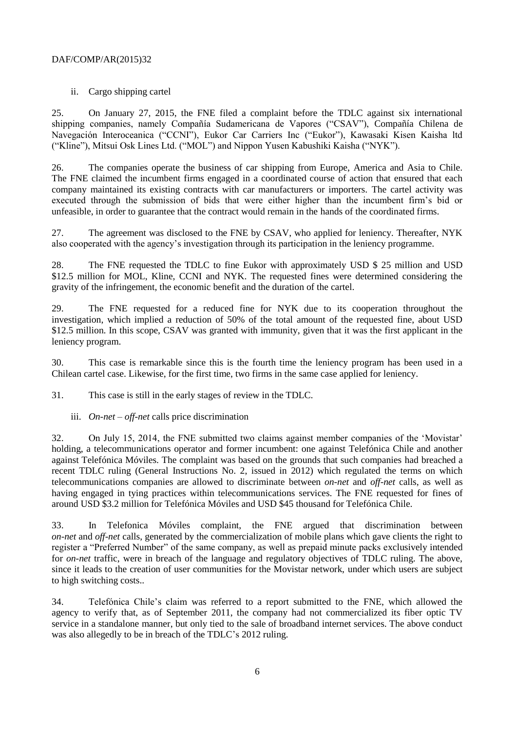ii. Cargo shipping cartel

25. On January 27, 2015, the FNE filed a complaint before the TDLC against six international shipping companies, namely Compañía Sudamericana de Vapores ("CSAV"), Compañía Chilena de Navegación Interoceanica ("CCNI"), Eukor Car Carriers Inc ("Eukor"), Kawasaki Kisen Kaisha ltd ("Kline"), Mitsui Osk Lines Ltd. ("MOL") and Nippon Yusen Kabushiki Kaisha ("NYK").

26. The companies operate the business of car shipping from Europe, America and Asia to Chile. The FNE claimed the incumbent firms engaged in a coordinated course of action that ensured that each company maintained its existing contracts with car manufacturers or importers. The cartel activity was executed through the submission of bids that were either higher than the incumbent firm's bid or unfeasible, in order to guarantee that the contract would remain in the hands of the coordinated firms.

27. The agreement was disclosed to the FNE by CSAV, who applied for leniency. Thereafter, NYK also cooperated with the agency's investigation through its participation in the leniency programme.

28. The FNE requested the TDLC to fine Eukor with approximately USD $ 25 million and USD $12.5 million for MOL, Kline, CCNI and NYK. The requested fines were determined considering the gravity of the infringement, the economic benefit and the duration of the cartel.

29. The FNE requested for a reduced fine for NYK due to its cooperation throughout the investigation, which implied a reduction of 50% of the total amount of the requested fine, about USD $12.5 million. In this scope, CSAV was granted with immunity, given that it was the first applicant in the leniency program.

30. This case is remarkable since this is the fourth time the leniency program has been used in a Chilean cartel case. Likewise, for the first time, two firms in the same case applied for leniency.

31. This case is still in the early stages of review in the TDLC.

iii. *On-net* – *off-net* calls price discrimination

32. On July 15, 2014, the FNE submitted two claims against member companies of the 'Movistar' holding, a telecommunications operator and former incumbent: one against Telefónica Chile and another against Telefónica Móviles. The complaint was based on the grounds that such companies had breached a recent TDLC ruling (General Instructions No. 2, issued in 2012) which regulated the terms on which telecommunications companies are allowed to discriminate between *on-net* and *off-net* calls, as well as having engaged in tying practices within telecommunications services. The FNE requested for fines of around USD $3.2 million for Telefónica Móviles and USD $45 thousand for Telefónica Chile.

33. In Telefonica Móviles complaint, the FNE argued that discrimination between *on-net* and *off-net* calls, generated by the commercialization of mobile plans which gave clients the right to register a "Preferred Number" of the same company, as well as prepaid minute packs exclusively intended for *on-net* traffic, were in breach of the language and regulatory objectives of TDLC ruling. The above, since it leads to the creation of user communities for the Movistar network, under which users are subject to high switching costs..

34. Telefónica Chile's claim was referred to a report submitted to the FNE, which allowed the agency to verify that, as of September 2011, the company had not commercialized its fiber optic TV service in a standalone manner, but only tied to the sale of broadband internet services. The above conduct was also allegedly to be in breach of the TDLC's 2012 ruling.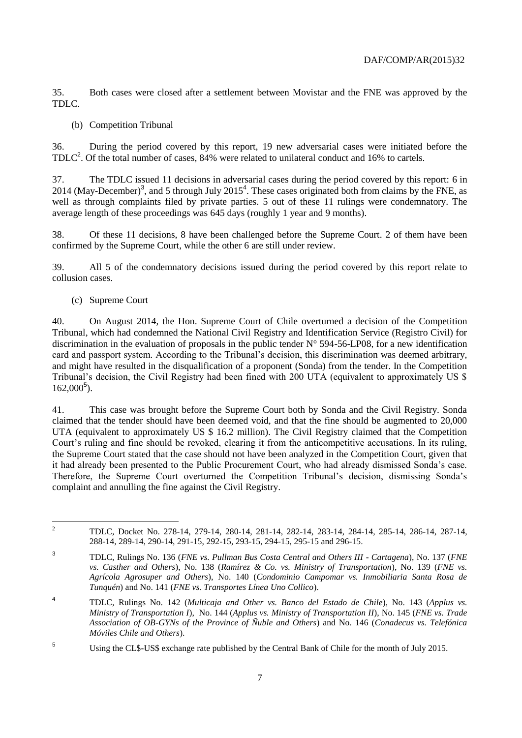35. Both cases were closed after a settlement between Movistar and the FNE was approved by the TDLC.

(b) Competition Tribunal

36. During the period covered by this report, 19 new adversarial cases were initiated before the TDLC[2]. Of the total number of cases, 84% were related to unilateral conduct and 16% to cartels.

37. The TDLC issued 11 decisions in adversarial cases during the period covered by this report: 6 in 2014 (May-December)[3], and 5 through July 2015[4]. These cases originated both from claims by the FNE, as well as through complaints filed by private parties. 5 out of these 11 rulings were condemnatory. The average length of these proceedings was 645 days (roughly 1 year and 9 months).

38. Of these 11 decisions, 8 have been challenged before the Supreme Court. 2 of them have been confirmed by the Supreme Court, while the other 6 are still under review.

39. All 5 of the condemnatory decisions issued during the period covered by this report relate to collusion cases.

(c) Supreme Court

40. On August 2014, the Hon. Supreme Court of Chile overturned a decision of the Competition Tribunal, which had condemned the National Civil Registry and Identification Service (Registro Civil) for discrimination in the evaluation of proposals in the public tender N° 594-56-LP08, for a new identification card and passport system. According to the Tribunal's decision, this discrimination was deemed arbitrary, and might have resulted in the disqualification of a proponent (Sonda) from the tender. In the Competition Tribunal's decision, the Civil Registry had been fined with 200 UTA (equivalent to approximately US $ 162,000[5]).

41. This case was brought before the Supreme Court both by Sonda and the Civil Registry. Sonda claimed that the tender should have been deemed void, and that the fine should be augmented to 20,000 UTA (equivalent to approximately US $ 16.2 million). The Civil Registry claimed that the Competition Court's ruling and fine should be revoked, clearing it from the anticompetitive accusations. In its ruling, the Supreme Court stated that the case should not have been analyzed in the Competition Court, given that it had already been presented to the Public Procurement Court, who had already dismissed Sonda's case. Therefore, the Supreme Court overturned the Competition Tribunal's decision, dismissing Sonda's complaint and annulling the fine against the Civil Registry.

---

[2] TDLC, Docket No. 278-14, 279-14, 280-14, 281-14, 282-14, 283-14, 284-14, 285-14, 286-14, 287-14, 288-14, 289-14, 290-14, 291-15, 292-15, 293-15, 294-15, 295-15 and 296-15.

[3] TDLC, Rulings No. 136 (*FNE vs. Pullman Bus Costa Central and Others III - Cartagena*), No. 137 (*FNE vs. Casther and Others*), No. 138 (*Ramírez & Co. vs. Ministry of Transportation*), No. 139 (*FNE vs. Agrícola Agrosuper and Others*), No. 140 (*Condominio Campomar vs. Inmobiliaria Santa Rosa de Tunquén*) and No. 141 (*FNE vs. Transportes Línea Uno Collico*).

[4] TDLC, Rulings No. 142 (*Multicaja and Other vs. Banco del Estado de Chile*), No. 143 (*Applus vs. Ministry of Transportation I*), No. 144 (*Applus vs. Ministry of Transportation II*), No. 145 (*FNE vs. Trade Association of OB-GYNs of the Province of Ñuble and Others*) and No. 146 (*Conadecus vs. Telefónica Móviles Chile and Others*).

[5] Using the CL$-US$ exchange rate published by the Central Bank of Chile for the month of July 2015.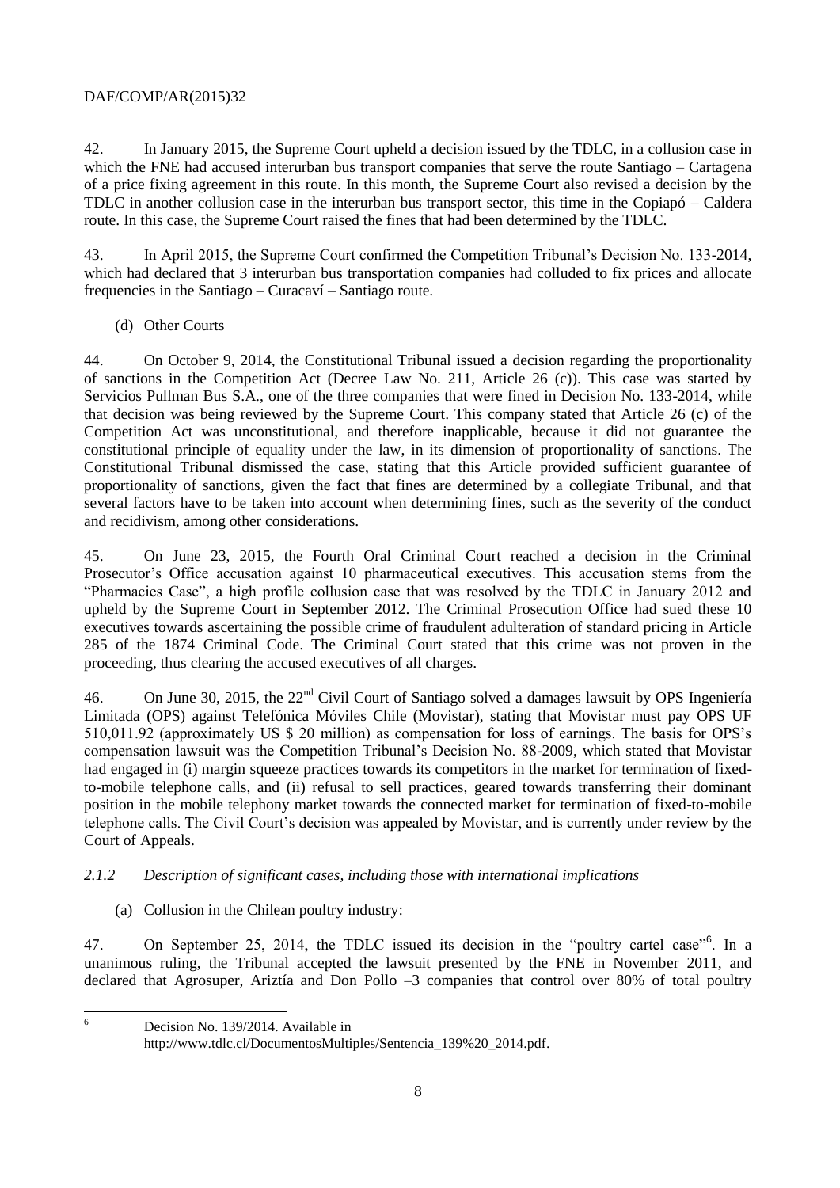42. In January 2015, the Supreme Court upheld a decision issued by the TDLC, in a collusion case in which the FNE had accused interurban bus transport companies that serve the route Santiago – Cartagena of a price fixing agreement in this route. In this month, the Supreme Court also revised a decision by the TDLC in another collusion case in the interurban bus transport sector, this time in the Copiapó – Caldera route. In this case, the Supreme Court raised the fines that had been determined by the TDLC.

43. In April 2015, the Supreme Court confirmed the Competition Tribunal's Decision No. 133-2014, which had declared that 3 interurban bus transportation companies had colluded to fix prices and allocate frequencies in the Santiago – Curacaví – Santiago route.

(d) Other Courts

44. On October 9, 2014, the Constitutional Tribunal issued a decision regarding the proportionality of sanctions in the Competition Act (Decree Law No. 211, Article 26 (c)). This case was started by Servicios Pullman Bus S.A., one of the three companies that were fined in Decision No. 133-2014, while that decision was being reviewed by the Supreme Court. This company stated that Article 26 (c) of the Competition Act was unconstitutional, and therefore inapplicable, because it did not guarantee the constitutional principle of equality under the law, in its dimension of proportionality of sanctions. The Constitutional Tribunal dismissed the case, stating that this Article provided sufficient guarantee of proportionality of sanctions, given the fact that fines are determined by a collegiate Tribunal, and that several factors have to be taken into account when determining fines, such as the severity of the conduct and recidivism, among other considerations.

45. On June 23, 2015, the Fourth Oral Criminal Court reached a decision in the Criminal Prosecutor's Office accusation against 10 pharmaceutical executives. This accusation stems from the "Pharmacies Case", a high profile collusion case that was resolved by the TDLC in January 2012 and upheld by the Supreme Court in September 2012. The Criminal Prosecution Office had sued these 10 executives towards ascertaining the possible crime of fraudulent adulteration of standard pricing in Article 285 of the 1874 Criminal Code. The Criminal Court stated that this crime was not proven in the proceeding, thus clearing the accused executives of all charges.

46. On June 30, 2015, the 22nd Civil Court of Santiago solved a damages lawsuit by OPS Ingeniería Limitada (OPS) against Telefónica Móviles Chile (Movistar), stating that Movistar must pay OPS UF 510,011.92 (approximately US $ 20 million) as compensation for loss of earnings. The basis for OPS's compensation lawsuit was the Competition Tribunal's Decision No. 88-2009, which stated that Movistar had engaged in (i) margin squeeze practices towards its competitors in the market for termination of fixed-to-mobile telephone calls, and (ii) refusal to sell practices, geared towards transferring their dominant position in the mobile telephony market towards the connected market for termination of fixed-to-mobile telephone calls. The Civil Court's decision was appealed by Movistar, and is currently under review by the Court of Appeals.

### *2.1.2 Description of significant cases, including those with international implications*

(a) Collusion in the Chilean poultry industry:

47. On September 25, 2014, the TDLC issued its decision in the "poultry cartel case"[6]. In a unanimous ruling, the Tribunal accepted the lawsuit presented by the FNE in November 2011, and declared that Agrosuper, Ariztía and Don Pollo –3 companies that control over 80% of total poultry

---

[6] Decision No. 139/2014. Available in http://www.tdlc.cl/DocumentosMultiples/Sentencia_139%20_2014.pdf.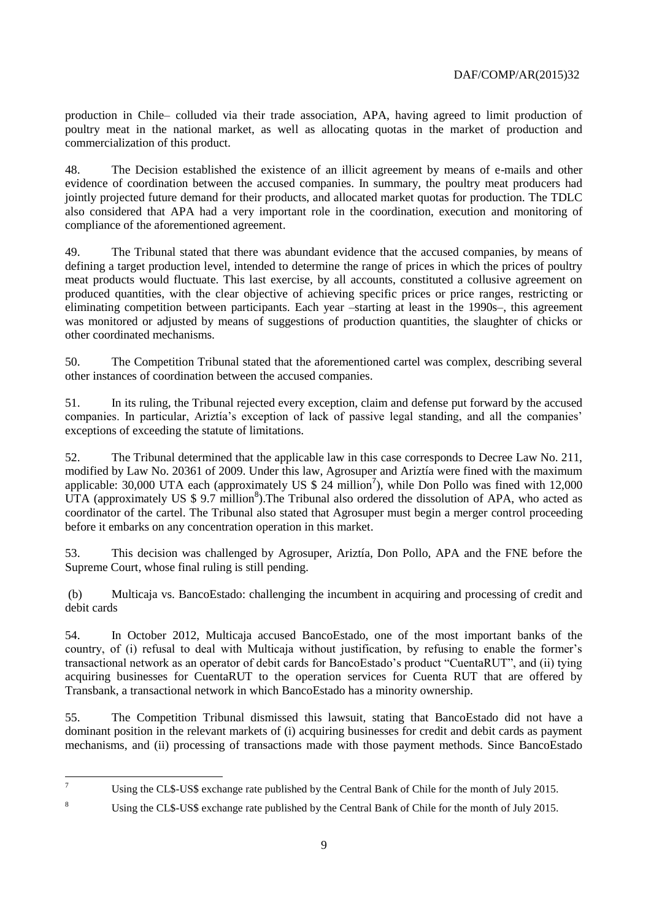production in Chile– colluded via their trade association, APA, having agreed to limit production of poultry meat in the national market, as well as allocating quotas in the market of production and commercialization of this product.

48. The Decision established the existence of an illicit agreement by means of e-mails and other evidence of coordination between the accused companies. In summary, the poultry meat producers had jointly projected future demand for their products, and allocated market quotas for production. The TDLC also considered that APA had a very important role in the coordination, execution and monitoring of compliance of the aforementioned agreement.

49. The Tribunal stated that there was abundant evidence that the accused companies, by means of defining a target production level, intended to determine the range of prices in which the prices of poultry meat products would fluctuate. This last exercise, by all accounts, constituted a collusive agreement on produced quantities, with the clear objective of achieving specific prices or price ranges, restricting or eliminating competition between participants. Each year –starting at least in the 1990s–, this agreement was monitored or adjusted by means of suggestions of production quantities, the slaughter of chicks or other coordinated mechanisms.

50. The Competition Tribunal stated that the aforementioned cartel was complex, describing several other instances of coordination between the accused companies.

51. In its ruling, the Tribunal rejected every exception, claim and defense put forward by the accused companies. In particular, Ariztía's exception of lack of passive legal standing, and all the companies' exceptions of exceeding the statute of limitations.

52. The Tribunal determined that the applicable law in this case corresponds to Decree Law No. 211, modified by Law No. 20361 of 2009. Under this law, Agrosuper and Ariztía were fined with the maximum applicable: 30,000 UTA each (approximately US $ 24 million[7]), while Don Pollo was fined with 12,000 UTA (approximately US $ 9.7 million[8]).The Tribunal also ordered the dissolution of APA, who acted as coordinator of the cartel. The Tribunal also stated that Agrosuper must begin a merger control proceeding before it embarks on any concentration operation in this market.

53. This decision was challenged by Agrosuper, Ariztía, Don Pollo, APA and the FNE before the Supreme Court, whose final ruling is still pending.

(b) Multicaja vs. BancoEstado: challenging the incumbent in acquiring and processing of credit and debit cards

54. In October 2012, Multicaja accused BancoEstado, one of the most important banks of the country, of (i) refusal to deal with Multicaja without justification, by refusing to enable the former's transactional network as an operator of debit cards for BancoEstado's product "CuentaRUT", and (ii) tying acquiring businesses for CuentaRUT to the operation services for Cuenta RUT that are offered by Transbank, a transactional network in which BancoEstado has a minority ownership.

55. The Competition Tribunal dismissed this lawsuit, stating that BancoEstado did not have a dominant position in the relevant markets of (i) acquiring businesses for credit and debit cards as payment mechanisms, and (ii) processing of transactions made with those payment methods. Since BancoEstado

---

[7] Using the CL$-US$ exchange rate published by the Central Bank of Chile for the month of July 2015.

[8] Using the CL$-US$ exchange rate published by the Central Bank of Chile for the month of July 2015.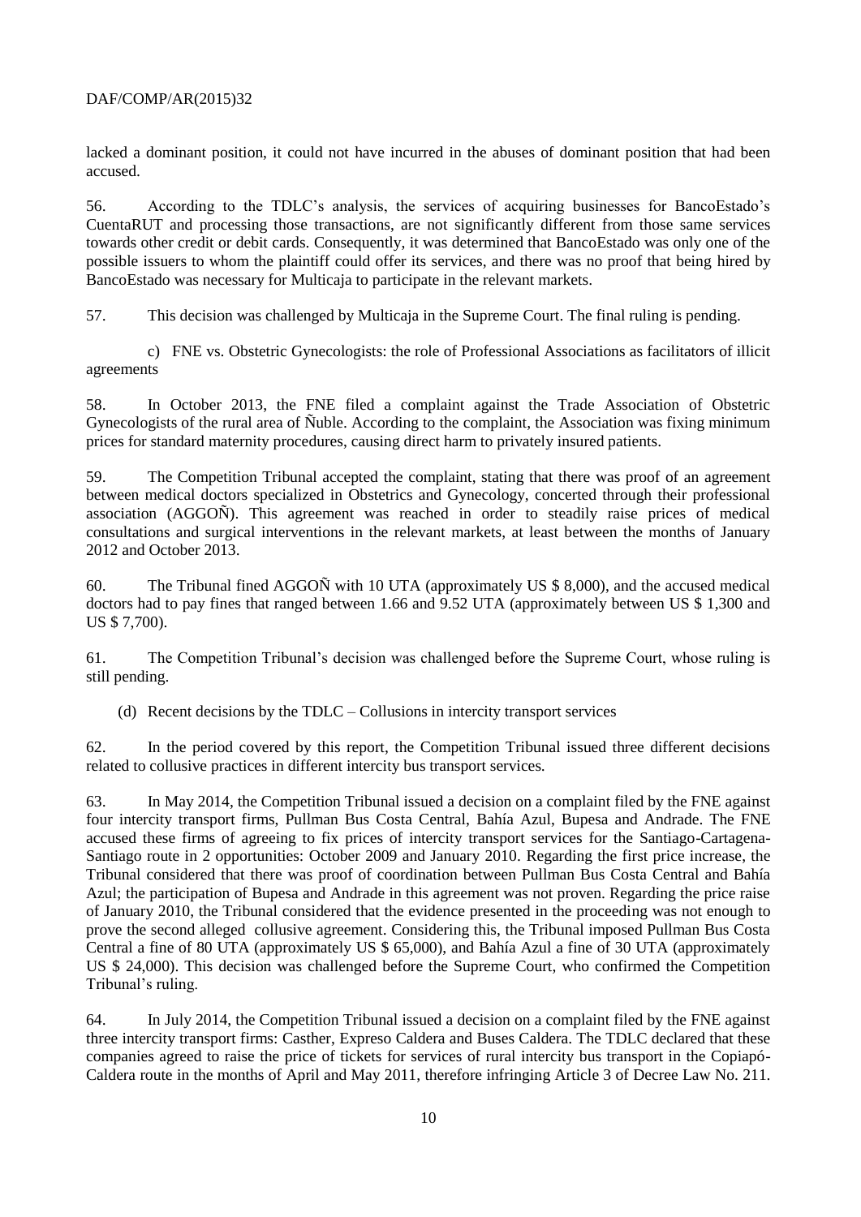lacked a dominant position, it could not have incurred in the abuses of dominant position that had been accused.

56. According to the TDLC's analysis, the services of acquiring businesses for BancoEstado's CuentaRUT and processing those transactions, are not significantly different from those same services towards other credit or debit cards. Consequently, it was determined that BancoEstado was only one of the possible issuers to whom the plaintiff could offer its services, and there was no proof that being hired by BancoEstado was necessary for Multicaja to participate in the relevant markets.

57. This decision was challenged by Multicaja in the Supreme Court. The final ruling is pending.

c) FNE vs. Obstetric Gynecologists: the role of Professional Associations as facilitators of illicit agreements

58. In October 2013, the FNE filed a complaint against the Trade Association of Obstetric Gynecologists of the rural area of Ñuble. According to the complaint, the Association was fixing minimum prices for standard maternity procedures, causing direct harm to privately insured patients.

59. The Competition Tribunal accepted the complaint, stating that there was proof of an agreement between medical doctors specialized in Obstetrics and Gynecology, concerted through their professional association (AGGOÑ). This agreement was reached in order to steadily raise prices of medical consultations and surgical interventions in the relevant markets, at least between the months of January 2012 and October 2013.

60. The Tribunal fined AGGOÑ with 10 UTA (approximately US $ 8,000), and the accused medical doctors had to pay fines that ranged between 1.66 and 9.52 UTA (approximately between US $ 1,300 and US $ 7,700).

61. The Competition Tribunal's decision was challenged before the Supreme Court, whose ruling is still pending.

(d) Recent decisions by the TDLC – Collusions in intercity transport services

62. In the period covered by this report, the Competition Tribunal issued three different decisions related to collusive practices in different intercity bus transport services.

63. In May 2014, the Competition Tribunal issued a decision on a complaint filed by the FNE against four intercity transport firms, Pullman Bus Costa Central, Bahía Azul, Bupesa and Andrade. The FNE accused these firms of agreeing to fix prices of intercity transport services for the Santiago-Cartagena-Santiago route in 2 opportunities: October 2009 and January 2010. Regarding the first price increase, the Tribunal considered that there was proof of coordination between Pullman Bus Costa Central and Bahía Azul; the participation of Bupesa and Andrade in this agreement was not proven. Regarding the price raise of January 2010, the Tribunal considered that the evidence presented in the proceeding was not enough to prove the second alleged collusive agreement. Considering this, the Tribunal imposed Pullman Bus Costa Central a fine of 80 UTA (approximately US $ 65,000), and Bahía Azul a fine of 30 UTA (approximately US $ 24,000). This decision was challenged before the Supreme Court, who confirmed the Competition Tribunal's ruling.

64. In July 2014, the Competition Tribunal issued a decision on a complaint filed by the FNE against three intercity transport firms: Casther, Expreso Caldera and Buses Caldera. The TDLC declared that these companies agreed to raise the price of tickets for services of rural intercity bus transport in the Copiapó-Caldera route in the months of April and May 2011, therefore infringing Article 3 of Decree Law No. 211.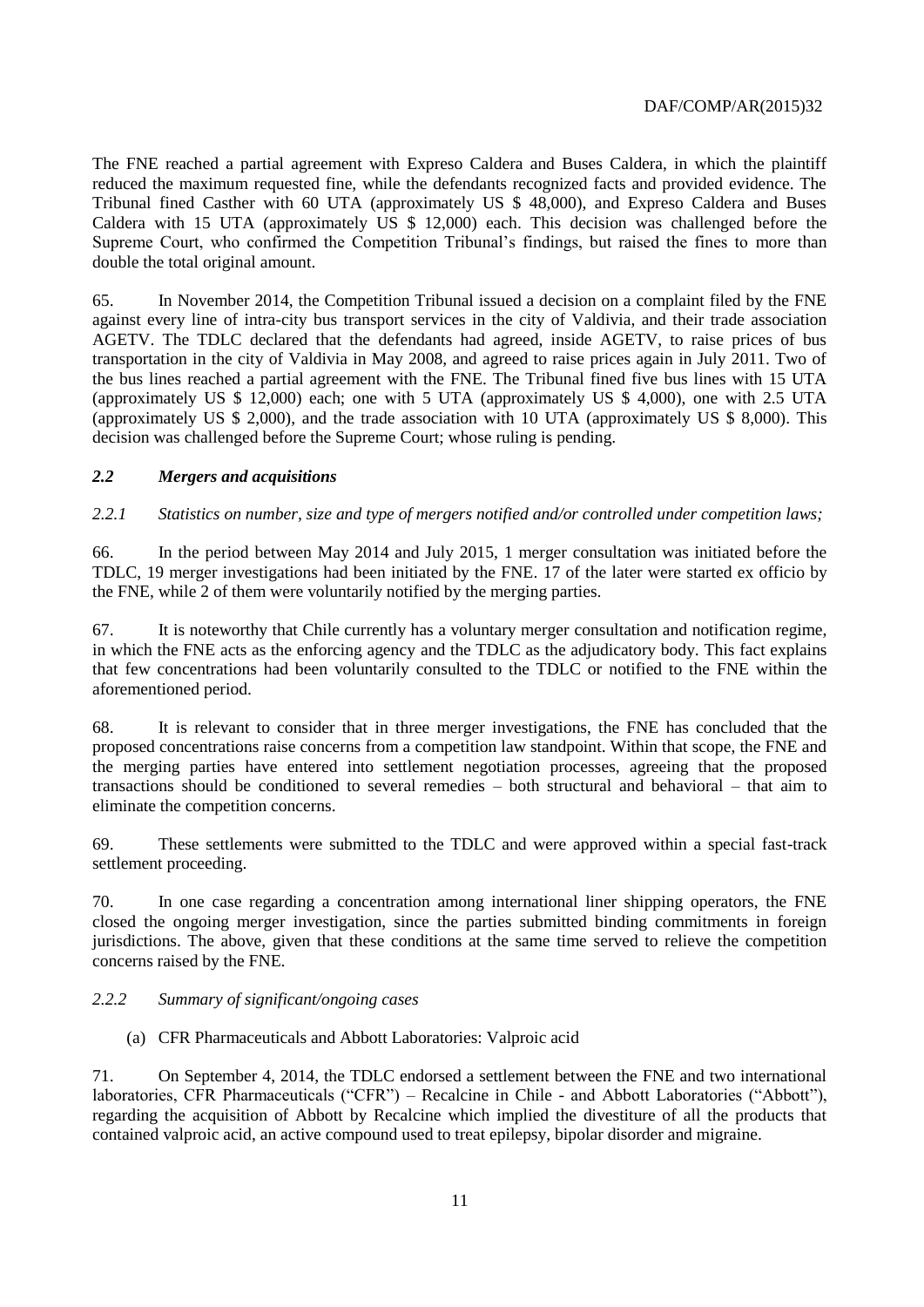The FNE reached a partial agreement with Expreso Caldera and Buses Caldera, in which the plaintiff reduced the maximum requested fine, while the defendants recognized facts and provided evidence. The Tribunal fined Casther with 60 UTA (approximately US $ 48,000), and Expreso Caldera and Buses Caldera with 15 UTA (approximately US $ 12,000) each. This decision was challenged before the Supreme Court, who confirmed the Competition Tribunal's findings, but raised the fines to more than double the total original amount.

65. In November 2014, the Competition Tribunal issued a decision on a complaint filed by the FNE against every line of intra-city bus transport services in the city of Valdivia, and their trade association AGETV. The TDLC declared that the defendants had agreed, inside AGETV, to raise prices of bus transportation in the city of Valdivia in May 2008, and agreed to raise prices again in July 2011. Two of the bus lines reached a partial agreement with the FNE. The Tribunal fined five bus lines with 15 UTA (approximately US $ 12,000) each; one with 5 UTA (approximately US $ 4,000), one with 2.5 UTA (approximately US $ 2,000), and the trade association with 10 UTA (approximately US $ 8,000). This decision was challenged before the Supreme Court; whose ruling is pending.

### *2.2 Mergers and acquisitions*

#### *2.2.1 Statistics on number, size and type of mergers notified and/or controlled under competition laws;*

66. In the period between May 2014 and July 2015, 1 merger consultation was initiated before the TDLC, 19 merger investigations had been initiated by the FNE. 17 of the later were started ex officio by the FNE, while 2 of them were voluntarily notified by the merging parties.

67. It is noteworthy that Chile currently has a voluntary merger consultation and notification regime, in which the FNE acts as the enforcing agency and the TDLC as the adjudicatory body. This fact explains that few concentrations had been voluntarily consulted to the TDLC or notified to the FNE within the aforementioned period.

68. It is relevant to consider that in three merger investigations, the FNE has concluded that the proposed concentrations raise concerns from a competition law standpoint. Within that scope, the FNE and the merging parties have entered into settlement negotiation processes, agreeing that the proposed transactions should be conditioned to several remedies – both structural and behavioral – that aim to eliminate the competition concerns.

69. These settlements were submitted to the TDLC and were approved within a special fast-track settlement proceeding.

70. In one case regarding a concentration among international liner shipping operators, the FNE closed the ongoing merger investigation, since the parties submitted binding commitments in foreign jurisdictions. The above, given that these conditions at the same time served to relieve the competition concerns raised by the FNE.

#### *2.2.2 Summary of significant/ongoing cases*

(a) CFR Pharmaceuticals and Abbott Laboratories: Valproic acid

71. On September 4, 2014, the TDLC endorsed a settlement between the FNE and two international laboratories, CFR Pharmaceuticals ("CFR") – Recalcine in Chile - and Abbott Laboratories ("Abbott"), regarding the acquisition of Abbott by Recalcine which implied the divestiture of all the products that contained valproic acid, an active compound used to treat epilepsy, bipolar disorder and migraine.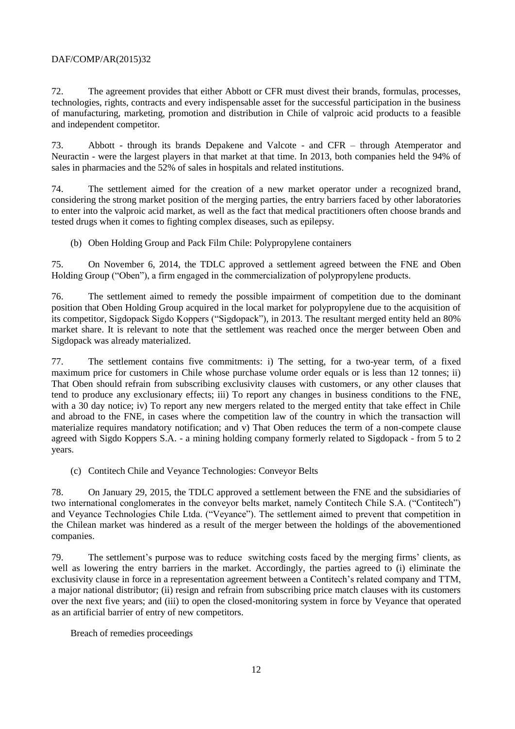72. The agreement provides that either Abbott or CFR must divest their brands, formulas, processes, technologies, rights, contracts and every indispensable asset for the successful participation in the business of manufacturing, marketing, promotion and distribution in Chile of valproic acid products to a feasible and independent competitor.

73. Abbott - through its brands Depakene and Valcote - and CFR – through Atemperator and Neuractin - were the largest players in that market at that time. In 2013, both companies held the 94% of sales in pharmacies and the 52% of sales in hospitals and related institutions.

74. The settlement aimed for the creation of a new market operator under a recognized brand, considering the strong market position of the merging parties, the entry barriers faced by other laboratories to enter into the valproic acid market, as well as the fact that medical practitioners often choose brands and tested drugs when it comes to fighting complex diseases, such as epilepsy.

(b) Oben Holding Group and Pack Film Chile: Polypropylene containers

75. On November 6, 2014, the TDLC approved a settlement agreed between the FNE and Oben Holding Group ("Oben"), a firm engaged in the commercialization of polypropylene products.

76. The settlement aimed to remedy the possible impairment of competition due to the dominant position that Oben Holding Group acquired in the local market for polypropylene due to the acquisition of its competitor, Sigdopack Sigdo Koppers ("Sigdopack"), in 2013. The resultant merged entity held an 80% market share. It is relevant to note that the settlement was reached once the merger between Oben and Sigdopack was already materialized.

77. The settlement contains five commitments: i) The setting, for a two-year term, of a fixed maximum price for customers in Chile whose purchase volume order equals or is less than 12 tonnes; ii) That Oben should refrain from subscribing exclusivity clauses with customers, or any other clauses that tend to produce any exclusionary effects; iii) To report any changes in business conditions to the FNE, with a 30 day notice; iv) To report any new mergers related to the merged entity that take effect in Chile and abroad to the FNE, in cases where the competition law of the country in which the transaction will materialize requires mandatory notification; and v) That Oben reduces the term of a non-compete clause agreed with Sigdo Koppers S.A. - a mining holding company formerly related to Sigdopack - from 5 to 2 years.

(c) Contitech Chile and Veyance Technologies: Conveyor Belts

78. On January 29, 2015, the TDLC approved a settlement between the FNE and the subsidiaries of two international conglomerates in the conveyor belts market, namely Contitech Chile S.A. ("Contitech") and Veyance Technologies Chile Ltda. ("Veyance"). The settlement aimed to prevent that competition in the Chilean market was hindered as a result of the merger between the holdings of the abovementioned companies.

79. The settlement's purpose was to reduce switching costs faced by the merging firms' clients, as well as lowering the entry barriers in the market. Accordingly, the parties agreed to (i) eliminate the exclusivity clause in force in a representation agreement between a Contitech's related company and TTM, a major national distributor; (ii) resign and refrain from subscribing price match clauses with its customers over the next five years; and (iii) to open the closed-monitoring system in force by Veyance that operated as an artificial barrier of entry of new competitors.

Breach of remedies proceedings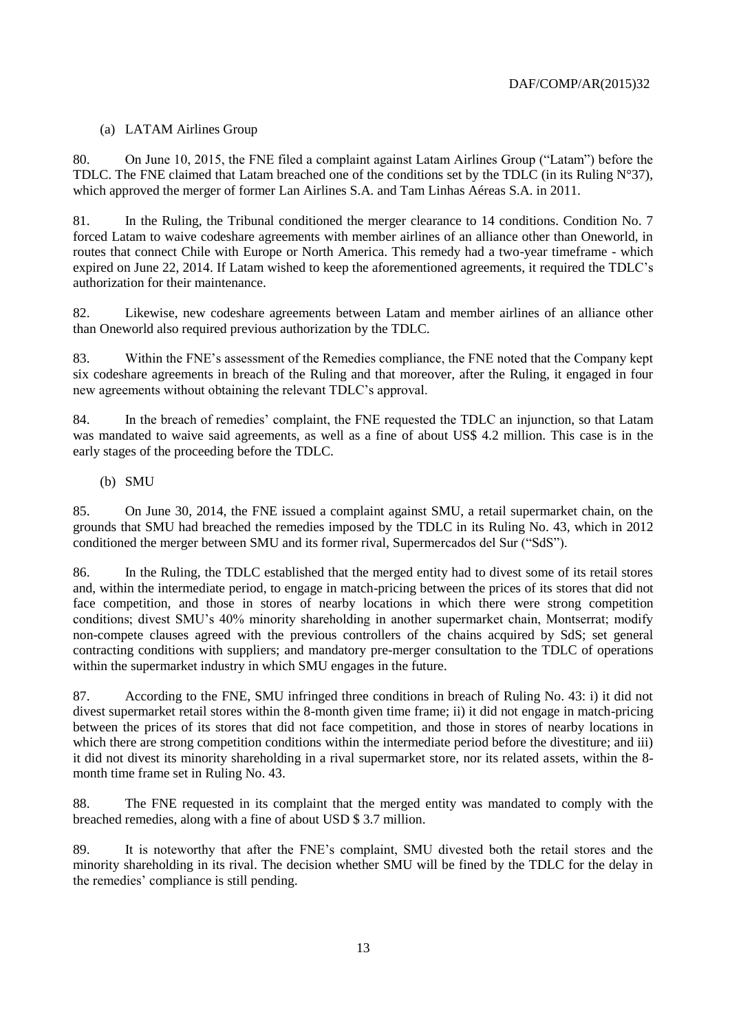(a) LATAM Airlines Group

80. On June 10, 2015, the FNE filed a complaint against Latam Airlines Group ("Latam") before the TDLC. The FNE claimed that Latam breached one of the conditions set by the TDLC (in its Ruling N°37), which approved the merger of former Lan Airlines S.A. and Tam Linhas Aéreas S.A. in 2011.

81. In the Ruling, the Tribunal conditioned the merger clearance to 14 conditions. Condition No. 7 forced Latam to waive codeshare agreements with member airlines of an alliance other than Oneworld, in routes that connect Chile with Europe or North America. This remedy had a two-year timeframe - which expired on June 22, 2014. If Latam wished to keep the aforementioned agreements, it required the TDLC's authorization for their maintenance.

82. Likewise, new codeshare agreements between Latam and member airlines of an alliance other than Oneworld also required previous authorization by the TDLC.

83. Within the FNE's assessment of the Remedies compliance, the FNE noted that the Company kept six codeshare agreements in breach of the Ruling and that moreover, after the Ruling, it engaged in four new agreements without obtaining the relevant TDLC's approval.

84. In the breach of remedies' complaint, the FNE requested the TDLC an injunction, so that Latam was mandated to waive said agreements, as well as a fine of about US$ 4.2 million. This case is in the early stages of the proceeding before the TDLC.

(b) SMU

85. On June 30, 2014, the FNE issued a complaint against SMU, a retail supermarket chain, on the grounds that SMU had breached the remedies imposed by the TDLC in its Ruling No. 43, which in 2012 conditioned the merger between SMU and its former rival, Supermercados del Sur ("SdS").

86. In the Ruling, the TDLC established that the merged entity had to divest some of its retail stores and, within the intermediate period, to engage in match-pricing between the prices of its stores that did not face competition, and those in stores of nearby locations in which there were strong competition conditions; divest SMU's 40% minority shareholding in another supermarket chain, Montserrat; modify non-compete clauses agreed with the previous controllers of the chains acquired by SdS; set general contracting conditions with suppliers; and mandatory pre-merger consultation to the TDLC of operations within the supermarket industry in which SMU engages in the future.

87. According to the FNE, SMU infringed three conditions in breach of Ruling No. 43: i) it did not divest supermarket retail stores within the 8-month given time frame; ii) it did not engage in match-pricing between the prices of its stores that did not face competition, and those in stores of nearby locations in which there are strong competition conditions within the intermediate period before the divestiture; and iii) it did not divest its minority shareholding in a rival supermarket store, nor its related assets, within the 8-month time frame set in Ruling No. 43.

88. The FNE requested in its complaint that the merged entity was mandated to comply with the breached remedies, along with a fine of about USD $ 3.7 million.

89. It is noteworthy that after the FNE's complaint, SMU divested both the retail stores and the minority shareholding in its rival. The decision whether SMU will be fined by the TDLC for the delay in the remedies' compliance is still pending.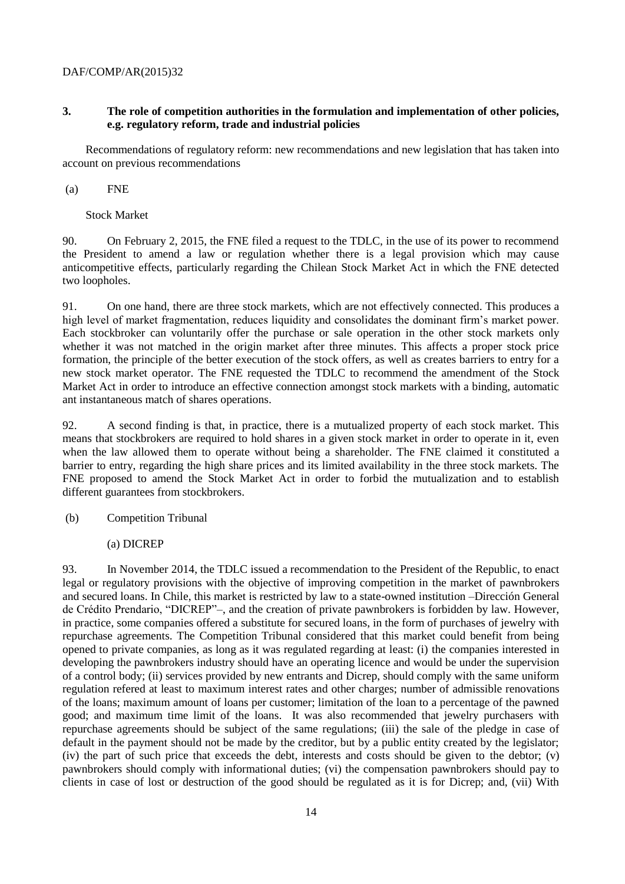## 3. The role of competition authorities in the formulation and implementation of other policies, e.g. regulatory reform, trade and industrial policies

Recommendations of regulatory reform: new recommendations and new legislation that has taken into account on previous recommendations

(a) FNE

Stock Market

90. On February 2, 2015, the FNE filed a request to the TDLC, in the use of its power to recommend the President to amend a law or regulation whether there is a legal provision which may cause anticompetitive effects, particularly regarding the Chilean Stock Market Act in which the FNE detected two loopholes.

91. On one hand, there are three stock markets, which are not effectively connected. This produces a high level of market fragmentation, reduces liquidity and consolidates the dominant firm's market power. Each stockbroker can voluntarily offer the purchase or sale operation in the other stock markets only whether it was not matched in the origin market after three minutes. This affects a proper stock price formation, the principle of the better execution of the stock offers, as well as creates barriers to entry for a new stock market operator. The FNE requested the TDLC to recommend the amendment of the Stock Market Act in order to introduce an effective connection amongst stock markets with a binding, automatic ant instantaneous match of shares operations.

92. A second finding is that, in practice, there is a mutualized property of each stock market. This means that stockbrokers are required to hold shares in a given stock market in order to operate in it, even when the law allowed them to operate without being a shareholder. The FNE claimed it constituted a barrier to entry, regarding the high share prices and its limited availability in the three stock markets. The FNE proposed to amend the Stock Market Act in order to forbid the mutualization and to establish different guarantees from stockbrokers.

(b) Competition Tribunal

(a) DICREP

93. In November 2014, the TDLC issued a recommendation to the President of the Republic, to enact legal or regulatory provisions with the objective of improving competition in the market of pawnbrokers and secured loans. In Chile, this market is restricted by law to a state-owned institution –Dirección General de Crédito Prendario, "DICREP"–, and the creation of private pawnbrokers is forbidden by law. However, in practice, some companies offered a substitute for secured loans, in the form of purchases of jewelry with repurchase agreements. The Competition Tribunal considered that this market could benefit from being opened to private companies, as long as it was regulated regarding at least: (i) the companies interested in developing the pawnbrokers industry should have an operating licence and would be under the supervision of a control body; (ii) services provided by new entrants and Dicrep, should comply with the same uniform regulation refered at least to maximum interest rates and other charges; number of admissible renovations of the loans; maximum amount of loans per customer; limitation of the loan to a percentage of the pawned good; and maximum time limit of the loans. It was also recommended that jewelry purchasers with repurchase agreements should be subject of the same regulations; (iii) the sale of the pledge in case of default in the payment should not be made by the creditor, but by a public entity created by the legislator; (iv) the part of such price that exceeds the debt, interests and costs should be given to the debtor; (v) pawnbrokers should comply with informational duties; (vi) the compensation pawnbrokers should pay to clients in case of lost or destruction of the good should be regulated as it is for Dicrep; and, (vii) With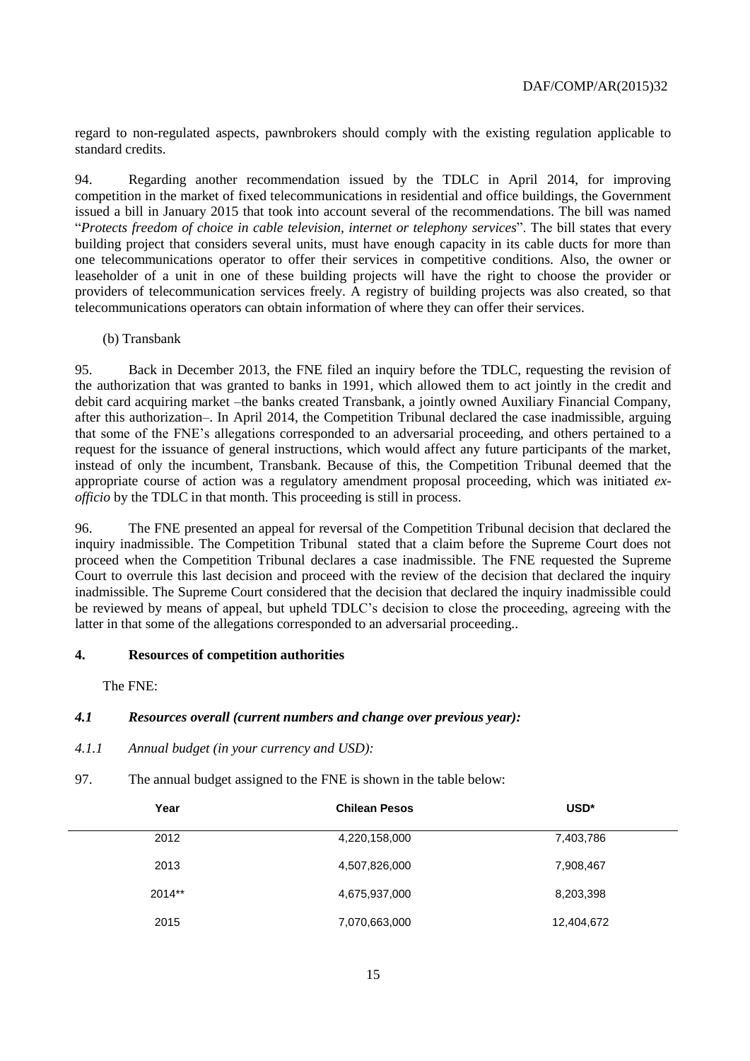regard to non-regulated aspects, pawnbrokers should comply with the existing regulation applicable to standard credits.

94. Regarding another recommendation issued by the TDLC in April 2014, for improving competition in the market of fixed telecommunications in residential and office buildings, the Government issued a bill in January 2015 that took into account several of the recommendations. The bill was named "*Protects freedom of choice in cable television, internet or telephony services*". The bill states that every building project that considers several units, must have enough capacity in its cable ducts for more than one telecommunications operator to offer their services in competitive conditions. Also, the owner or leaseholder of a unit in one of these building projects will have the right to choose the provider or providers of telecommunication services freely. A registry of building projects was also created, so that telecommunications operators can obtain information of where they can offer their services.

(b) Transbank

95. Back in December 2013, the FNE filed an inquiry before the TDLC, requesting the revision of the authorization that was granted to banks in 1991, which allowed them to act jointly in the credit and debit card acquiring market –the banks created Transbank, a jointly owned Auxiliary Financial Company, after this authorization–. In April 2014, the Competition Tribunal declared the case inadmissible, arguing that some of the FNE's allegations corresponded to an adversarial proceeding, and others pertained to a request for the issuance of general instructions, which would affect any future participants of the market, instead of only the incumbent, Transbank. Because of this, the Competition Tribunal deemed that the appropriate course of action was a regulatory amendment proposal proceeding, which was initiated *ex-officio* by the TDLC in that month. This proceeding is still in process.

96. The FNE presented an appeal for reversal of the Competition Tribunal decision that declared the inquiry inadmissible. The Competition Tribunal stated that a claim before the Supreme Court does not proceed when the Competition Tribunal declares a case inadmissible. The FNE requested the Supreme Court to overrule this last decision and proceed with the review of the decision that declared the inquiry inadmissible. The Supreme Court considered that the decision that declared the inquiry inadmissible could be reviewed by means of appeal, but upheld TDLC's decision to close the proceeding, agreeing with the latter in that some of the allegations corresponded to an adversarial proceeding..

## 4. Resources of competition authorities

The FNE:

### *4.1 Resources overall (current numbers and change over previous year):*

#### *4.1.1 Annual budget (in your currency and USD):*

97. The annual budget assigned to the FNE is shown in the table below:

| Year | Chilean Pesos | USD* |
|---|---|---|
| 2012 | 4,220,158,000 | 7,403,786 |
| 2013 | 4,507,826,000 | 7,908,467 |
| 2014** | 4,675,937,000 | 8,203,398 |
| 2015 | 7,070,663,000 | 12,404,672 |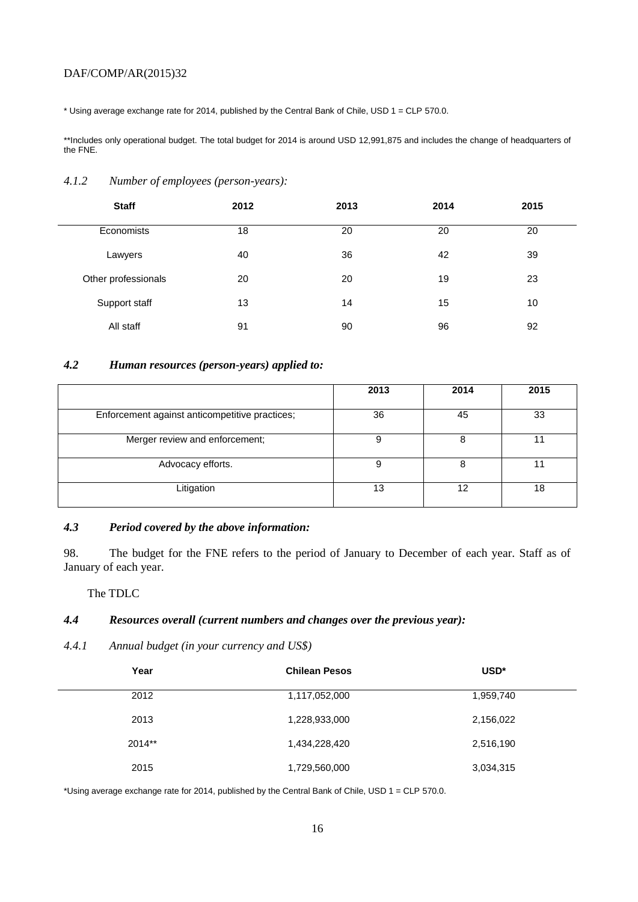\* Using average exchange rate for 2014, published by the Central Bank of Chile, USD 1 = CLP 570.0.

**Includes only operational budget. The total budget for 2014 is around USD 12,991,875 and includes the change of headquarters of the FNE.

#### *4.1.2 Number of employees (person-years):*

| Staff | 2012 | 2013 | 2014 | 2015 |
|---|---|---|---|---|
| Economists | 18 | 20 | 20 | 20 |
| Lawyers | 40 | 36 | 42 | 39 |
| Other professionals | 20 | 20 | 19 | 23 |
| Support staff | 13 | 14 | 15 | 10 |
| All staff | 91 | 90 | 96 | 92 |

### *4.2 Human resources (person-years) applied to:*

| | 2013 | 2014 | 2015 |
|---|---|---|---|
| Enforcement against anticompetitive practices; | 36 | 45 | 33 |
| Merger review and enforcement; | 9 | 8 | 11 |
| Advocacy efforts. | 9 | 8 | 11 |
| Litigation | 13 | 12 | 18 |

### *4.3 Period covered by the above information:*

98. The budget for the FNE refers to the period of January to December of each year. Staff as of January of each year.

The TDLC

### *4.4 Resources overall (current numbers and changes over the previous year):*

#### *4.4.1 Annual budget (in your currency and US$)*

| Year | Chilean Pesos | USD* |
|---|---|---|
| 2012 | 1,117,052,000 | 1,959,740 |
| 2013 | 1,228,933,000 | 2,156,022 |
| 2014** | 1,434,228,420 | 2,516,190 |
| 2015 | 1,729,560,000 | 3,034,315 |

*Using average exchange rate for 2014, published by the Central Bank of Chile, USD 1 = CLP 570.0.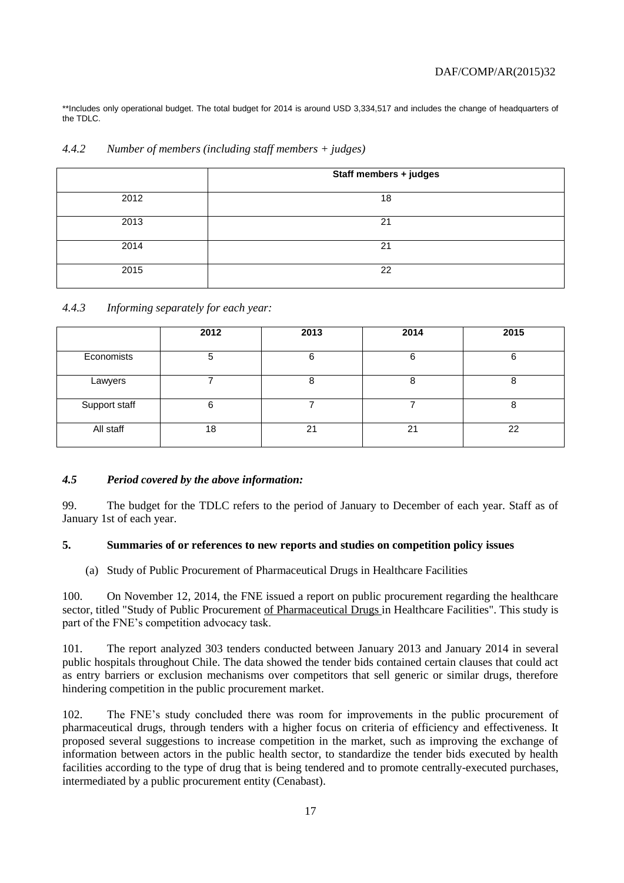**Includes only operational budget. The total budget for 2014 is around USD 3,334,517 and includes the change of headquarters of the TDLC.

### *4.4.2 Number of members (including staff members + judges)*

| | Staff members + judges |
|---|---|
| 2012 | 18 |
| 2013 | 21 |
| 2014 | 21 |
| 2015 | 22 |

### *4.4.3 Informing separately for each year:*

| | 2012 | 2013 | 2014 | 2015 |
|---|---|---|---|---|
| Economists | 5 | 6 | 6 | 6 |
| Lawyers | 7 | 8 | 8 | 8 |
| Support staff | 6 | 7 | 7 | 8 |
| All staff | 18 | 21 | 21 | 22 |

### ***4.5 Period covered by the above information:***

99. The budget for the TDLC refers to the period of January to December of each year. Staff as of January 1st of each year.

## **5. Summaries of or references to new reports and studies on competition policy issues**

(a) Study of Public Procurement of Pharmaceutical Drugs in Healthcare Facilities

100. On November 12, 2014, the FNE issued a report on public procurement regarding the healthcare sector, titled "Study of Public Procurement of Pharmaceutical Drugs in Healthcare Facilities". This study is part of the FNE's competition advocacy task.

101. The report analyzed 303 tenders conducted between January 2013 and January 2014 in several public hospitals throughout Chile. The data showed the tender bids contained certain clauses that could act as entry barriers or exclusion mechanisms over competitors that sell generic or similar drugs, therefore hindering competition in the public procurement market.

102. The FNE's study concluded there was room for improvements in the public procurement of pharmaceutical drugs, through tenders with a higher focus on criteria of efficiency and effectiveness. It proposed several suggestions to increase competition in the market, such as improving the exchange of information between actors in the public health sector, to standardize the tender bids executed by health facilities according to the type of drug that is being tendered and to promote centrally-executed purchases, intermediated by a public procurement entity (Cenabast).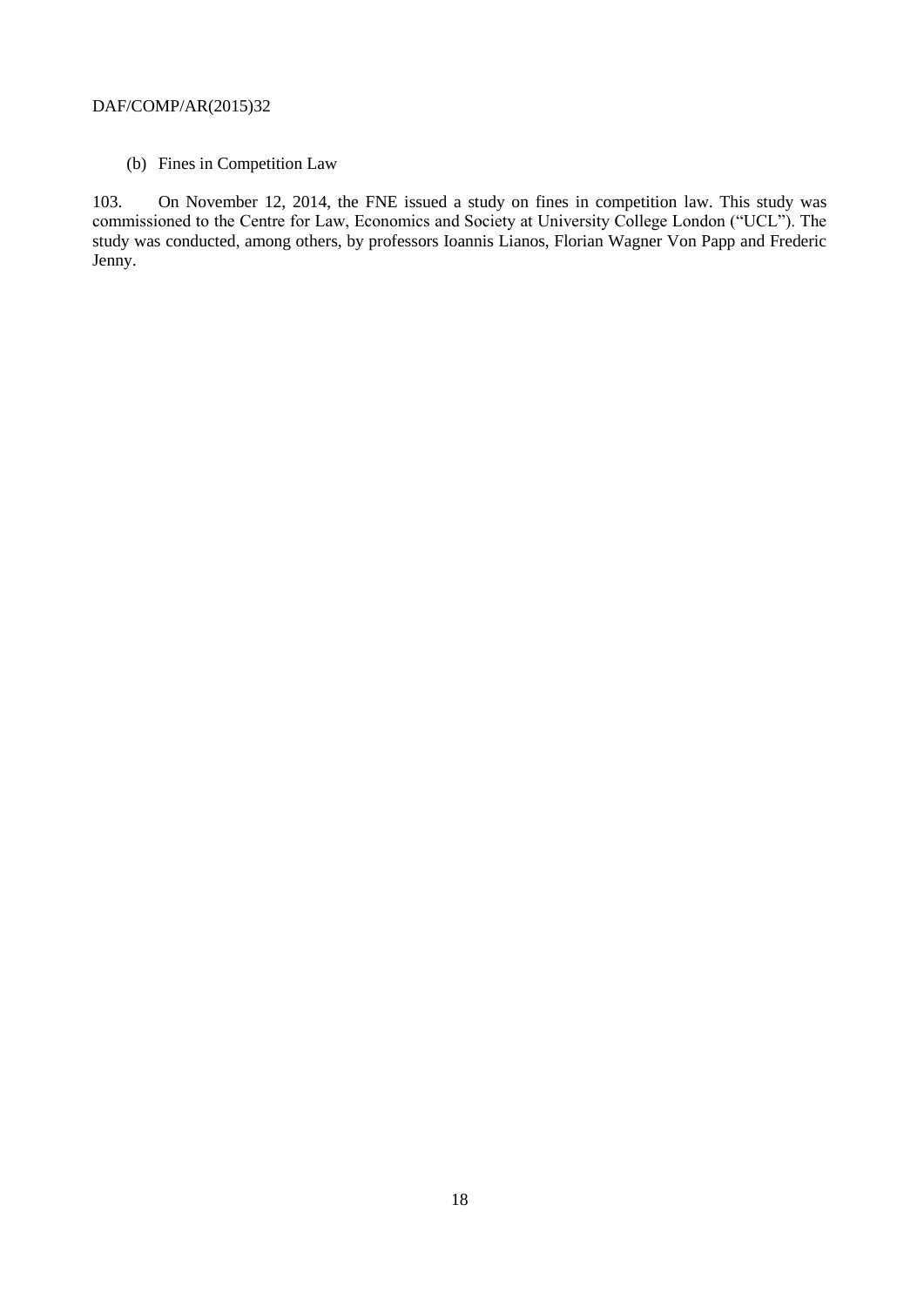(b) Fines in Competition Law

103. On November 12, 2014, the FNE issued a study on fines in competition law. This study was commissioned to the Centre for Law, Economics and Society at University College London ("UCL"). The study was conducted, among others, by professors Ioannis Lianos, Florian Wagner Von Papp and Frederic Jenny.